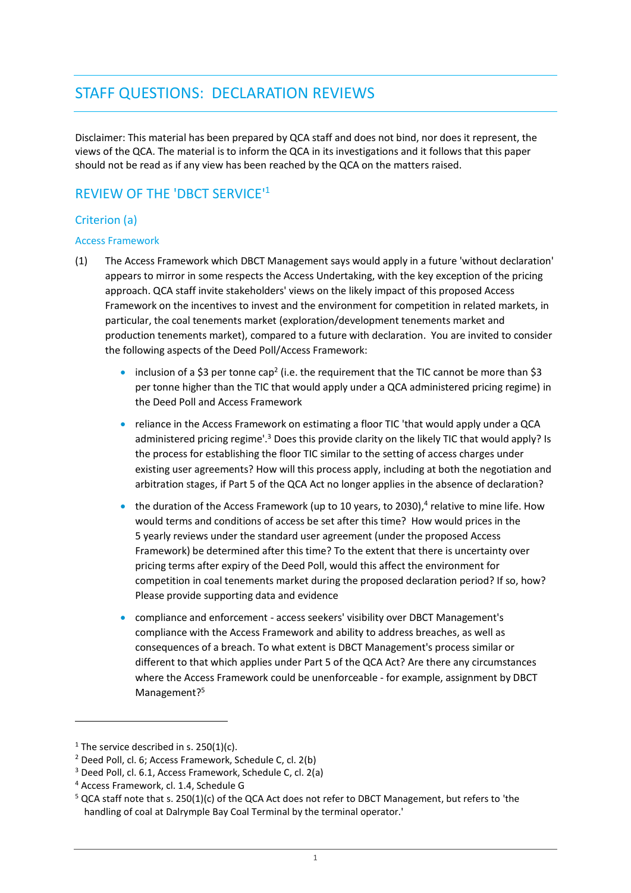# STAFF QUESTIONS: DECLARATION REVIEWS

Disclaimer: This material has been prepared by QCA staff and does not bind, nor does it represent, the views of the QCA. The material is to inform the QCA in its investigations and it follows that this paper should not be read as if any view has been reached by the QCA on the matters raised.

## REVIEW OF THE 'DBCT SERVICE'[1]

### Criterion (a)

#### Access Framework

(1) The Access Framework which DBCT Management says would apply in a future 'without declaration' appears to mirror in some respects the Access Undertaking, with the key exception of the pricing approach. QCA staff invite stakeholders' views on the likely impact of this proposed Access Framework on the incentives to invest and the environment for competition in related markets, in particular, the coal tenements market (exploration/development tenements market and production tenements market), compared to a future with declaration. You are invited to consider the following aspects of the Deed Poll/Access Framework:

- inclusion of a $3 per tonne cap[2] (i.e. the requirement that the TIC cannot be more than $3 per tonne higher than the TIC that would apply under a QCA administered pricing regime) in the Deed Poll and Access Framework
- reliance in the Access Framework on estimating a floor TIC 'that would apply under a QCA administered pricing regime'.[3] Does this provide clarity on the likely TIC that would apply? Is the process for establishing the floor TIC similar to the setting of access charges under existing user agreements? How will this process apply, including at both the negotiation and arbitration stages, if Part 5 of the QCA Act no longer applies in the absence of declaration?
- the duration of the Access Framework (up to 10 years, to 2030),[4] relative to mine life. How would terms and conditions of access be set after this time? How would prices in the 5 yearly reviews under the standard user agreement (under the proposed Access Framework) be determined after this time? To the extent that there is uncertainty over pricing terms after expiry of the Deed Poll, would this affect the environment for competition in coal tenements market during the proposed declaration period? If so, how? Please provide supporting data and evidence
- compliance and enforcement - access seekers' visibility over DBCT Management's compliance with the Access Framework and ability to address breaches, as well as consequences of a breach. To what extent is DBCT Management's process similar or different to that which applies under Part 5 of the QCA Act? Are there any circumstances where the Access Framework could be unenforceable - for example, assignment by DBCT Management?[5]

---

[1] The service described in s. 250(1)(c).

[2] Deed Poll, cl. 6; Access Framework, Schedule C, cl. 2(b)

[3] Deed Poll, cl. 6.1, Access Framework, Schedule C, cl. 2(a)

[4] Access Framework, cl. 1.4, Schedule G

[5] QCA staff note that s. 250(1)(c) of the QCA Act does not refer to DBCT Management, but refers to 'the handling of coal at Dalrymple Bay Coal Terminal by the terminal operator.'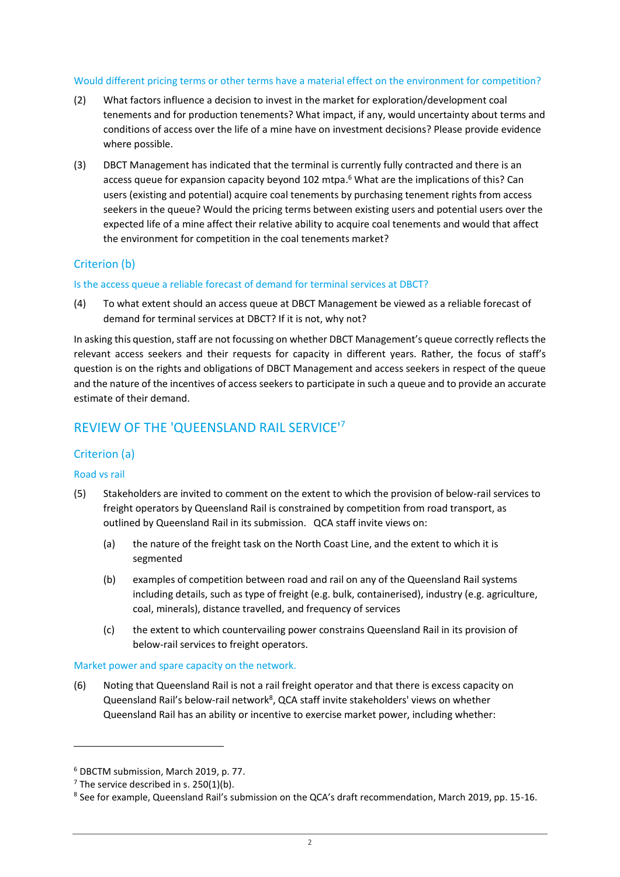### Would different pricing terms or other terms have a material effect on the environment for competition?

(2) What factors influence a decision to invest in the market for exploration/development coal tenements and for production tenements? What impact, if any, would uncertainty about terms and conditions of access over the life of a mine have on investment decisions? Please provide evidence where possible.

(3) DBCT Management has indicated that the terminal is currently fully contracted and there is an access queue for expansion capacity beyond 102 mtpa.[6] What are the implications of this? Can users (existing and potential) acquire coal tenements by purchasing tenement rights from access seekers in the queue? Would the pricing terms between existing users and potential users over the expected life of a mine affect their relative ability to acquire coal tenements and would that affect the environment for competition in the coal tenements market?

## Criterion (b)

### Is the access queue a reliable forecast of demand for terminal services at DBCT?

(4) To what extent should an access queue at DBCT Management be viewed as a reliable forecast of demand for terminal services at DBCT? If it is not, why not?

In asking this question, staff are not focussing on whether DBCT Management's queue correctly reflects the relevant access seekers and their requests for capacity in different years. Rather, the focus of staff's question is on the rights and obligations of DBCT Management and access seekers in respect of the queue and the nature of the incentives of access seekers to participate in such a queue and to provide an accurate estimate of their demand.

# REVIEW OF THE 'QUEENSLAND RAIL SERVICE'[7]

## Criterion (a)

### Road vs rail

(5) Stakeholders are invited to comment on the extent to which the provision of below-rail services to freight operators by Queensland Rail is constrained by competition from road transport, as outlined by Queensland Rail in its submission. QCA staff invite views on:

  (a) the nature of the freight task on the North Coast Line, and the extent to which it is segmented

  (b) examples of competition between road and rail on any of the Queensland Rail systems including details, such as type of freight (e.g. bulk, containerised), industry (e.g. agriculture, coal, minerals), distance travelled, and frequency of services

  (c) the extent to which countervailing power constrains Queensland Rail in its provision of below-rail services to freight operators.

### Market power and spare capacity on the network.

(6) Noting that Queensland Rail is not a rail freight operator and that there is excess capacity on Queensland Rail's below-rail network[8], QCA staff invite stakeholders' views on whether Queensland Rail has an ability or incentive to exercise market power, including whether:

---

[6] DBCTM submission, March 2019, p. 77.

[7] The service described in s. 250(1)(b).

[8] See for example, Queensland Rail's submission on the QCA's draft recommendation, March 2019, pp. 15-16.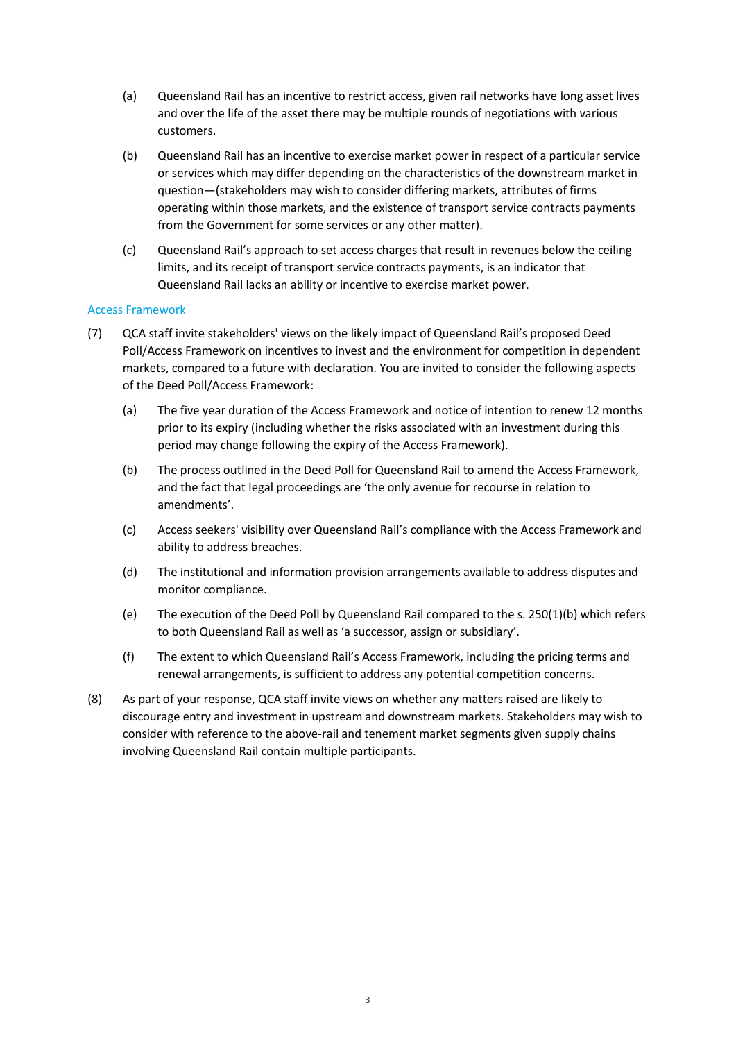(a) Queensland Rail has an incentive to restrict access, given rail networks have long asset lives and over the life of the asset there may be multiple rounds of negotiations with various customers.

(b) Queensland Rail has an incentive to exercise market power in respect of a particular service or services which may differ depending on the characteristics of the downstream market in question—(stakeholders may wish to consider differing markets, attributes of firms operating within those markets, and the existence of transport service contracts payments from the Government for some services or any other matter).

(c) Queensland Rail's approach to set access charges that result in revenues below the ceiling limits, and its receipt of transport service contracts payments, is an indicator that Queensland Rail lacks an ability or incentive to exercise market power.

### Access Framework

(7) QCA staff invite stakeholders' views on the likely impact of Queensland Rail's proposed Deed Poll/Access Framework on incentives to invest and the environment for competition in dependent markets, compared to a future with declaration. You are invited to consider the following aspects of the Deed Poll/Access Framework:

(a) The five year duration of the Access Framework and notice of intention to renew 12 months prior to its expiry (including whether the risks associated with an investment during this period may change following the expiry of the Access Framework).

(b) The process outlined in the Deed Poll for Queensland Rail to amend the Access Framework, and the fact that legal proceedings are 'the only avenue for recourse in relation to amendments'.

(c) Access seekers' visibility over Queensland Rail's compliance with the Access Framework and ability to address breaches.

(d) The institutional and information provision arrangements available to address disputes and monitor compliance.

(e) The execution of the Deed Poll by Queensland Rail compared to the s. 250(1)(b) which refers to both Queensland Rail as well as 'a successor, assign or subsidiary'.

(f) The extent to which Queensland Rail's Access Framework, including the pricing terms and renewal arrangements, is sufficient to address any potential competition concerns.

(8) As part of your response, QCA staff invite views on whether any matters raised are likely to discourage entry and investment in upstream and downstream markets. Stakeholders may wish to consider with reference to the above-rail and tenement market segments given supply chains involving Queensland Rail contain multiple participants.